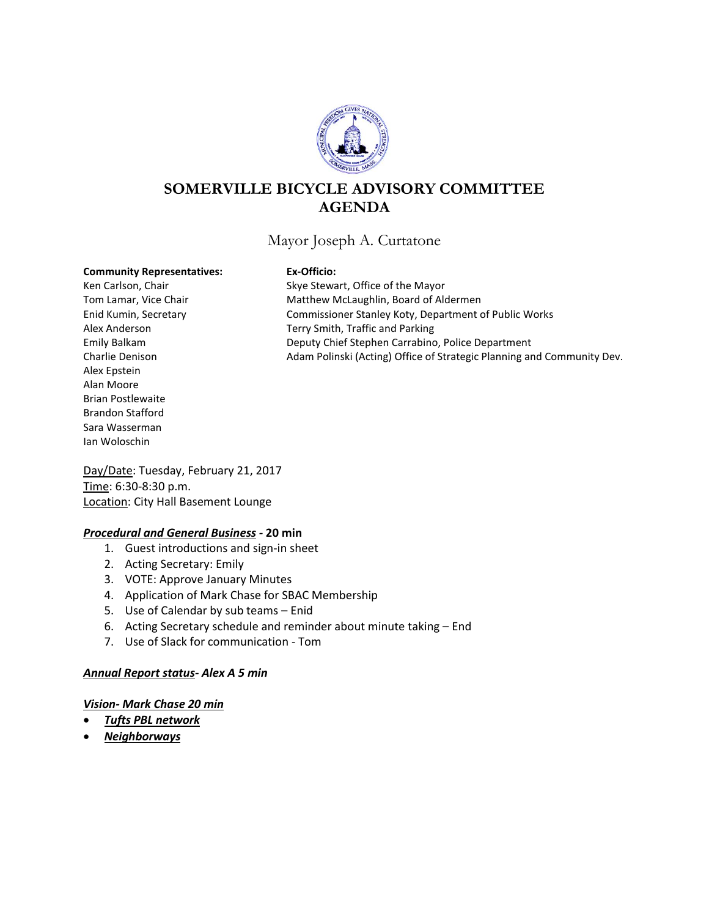# SOMERVILLE BICYCLE ADVISORY COMMITTEE AGENDA

Mayor Joseph A. Curtatone

**Community Representatives:**
Ken Carlson, Chair
Tom Lamar, Vice Chair
Enid Kumin, Secretary
Alex Anderson
Emily Balkam
Charlie Denison
Alex Epstein
Alan Moore
Brian Postlewaite
Brandon Stafford
Sara Wasserman
Ian Woloschin

**Ex-Officio:**
Skye Stewart, Office of the Mayor
Matthew McLaughlin, Board of Aldermen
Commissioner Stanley Koty, Department of Public Works
Terry Smith, Traffic and Parking
Deputy Chief Stephen Carrabino, Police Department
Adam Polinski (Acting) Office of Strategic Planning and Community Dev.

Day/Date: Tuesday, February 21, 2017
Time: 6:30-8:30 p.m.
Location: City Hall Basement Lounge

***Procedural and General Business* - 20 min**

1. Guest introductions and sign-in sheet
2. Acting Secretary: Emily
3. VOTE: Approve January Minutes
4. Application of Mark Chase for SBAC Membership
5. Use of Calendar by sub teams – Enid
6. Acting Secretary schedule and reminder about minute taking – End
7. Use of Slack for communication - Tom

***Annual Report status- Alex A 5 min***

***Vision- Mark Chase 20 min***

- ***Tufts PBL network***
- ***Neighborways***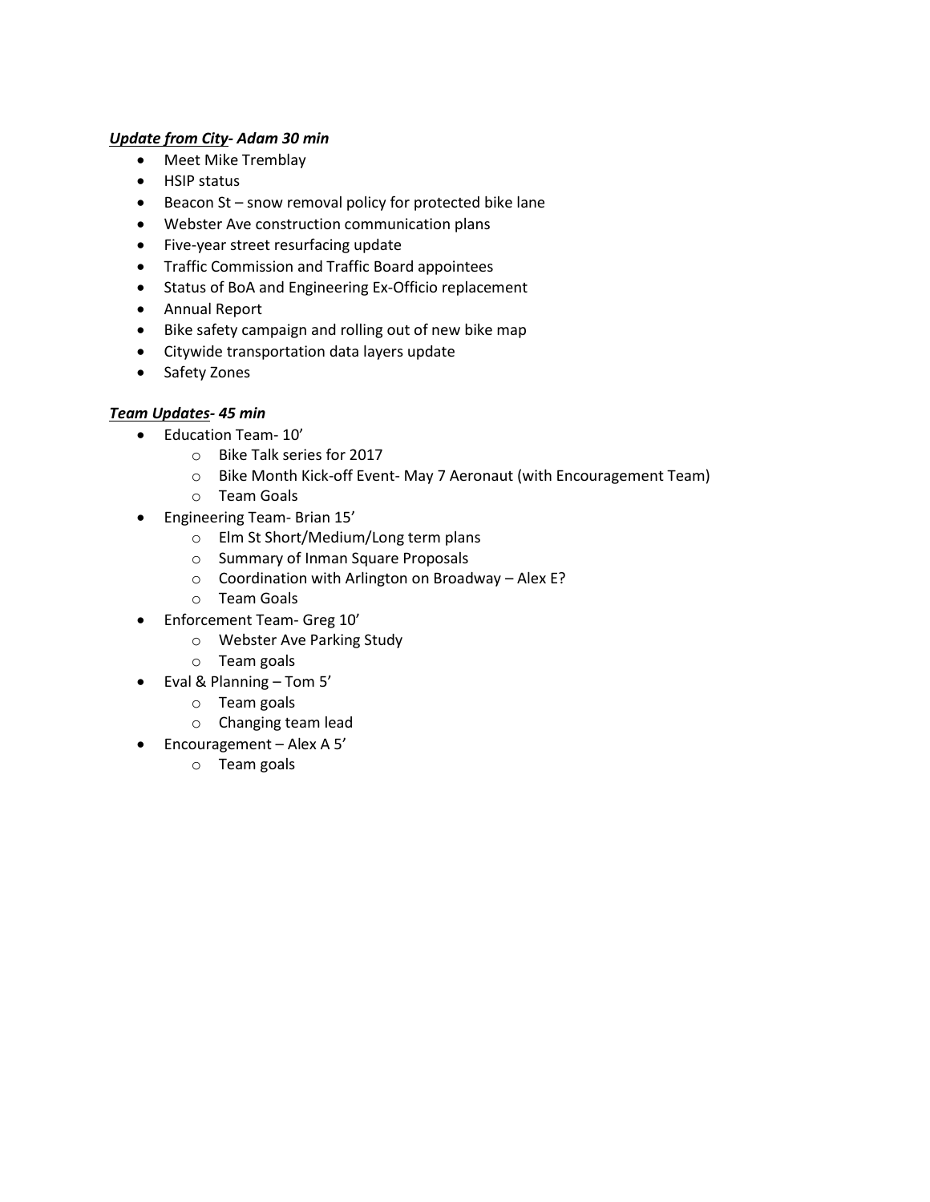***<u>Update from City</u>- Adam 30 min***

- Meet Mike Tremblay
- HSIP status
- Beacon St – snow removal policy for protected bike lane
- Webster Ave construction communication plans
- Five-year street resurfacing update
- Traffic Commission and Traffic Board appointees
- Status of BoA and Engineering Ex-Officio replacement
- Annual Report
- Bike safety campaign and rolling out of new bike map
- Citywide transportation data layers update
- Safety Zones

***<u>Team Updates</u>- 45 min***

- Education Team- 10'
  - Bike Talk series for 2017
  - Bike Month Kick-off Event- May 7 Aeronaut (with Encouragement Team)
  - Team Goals
- Engineering Team- Brian 15'
  - Elm St Short/Medium/Long term plans
  - Summary of Inman Square Proposals
  - Coordination with Arlington on Broadway – Alex E?
  - Team Goals
- Enforcement Team- Greg 10'
  - Webster Ave Parking Study
  - Team goals
- Eval & Planning – Tom 5'
  - Team goals
  - Changing team lead
- Encouragement – Alex A 5'
  - Team goals